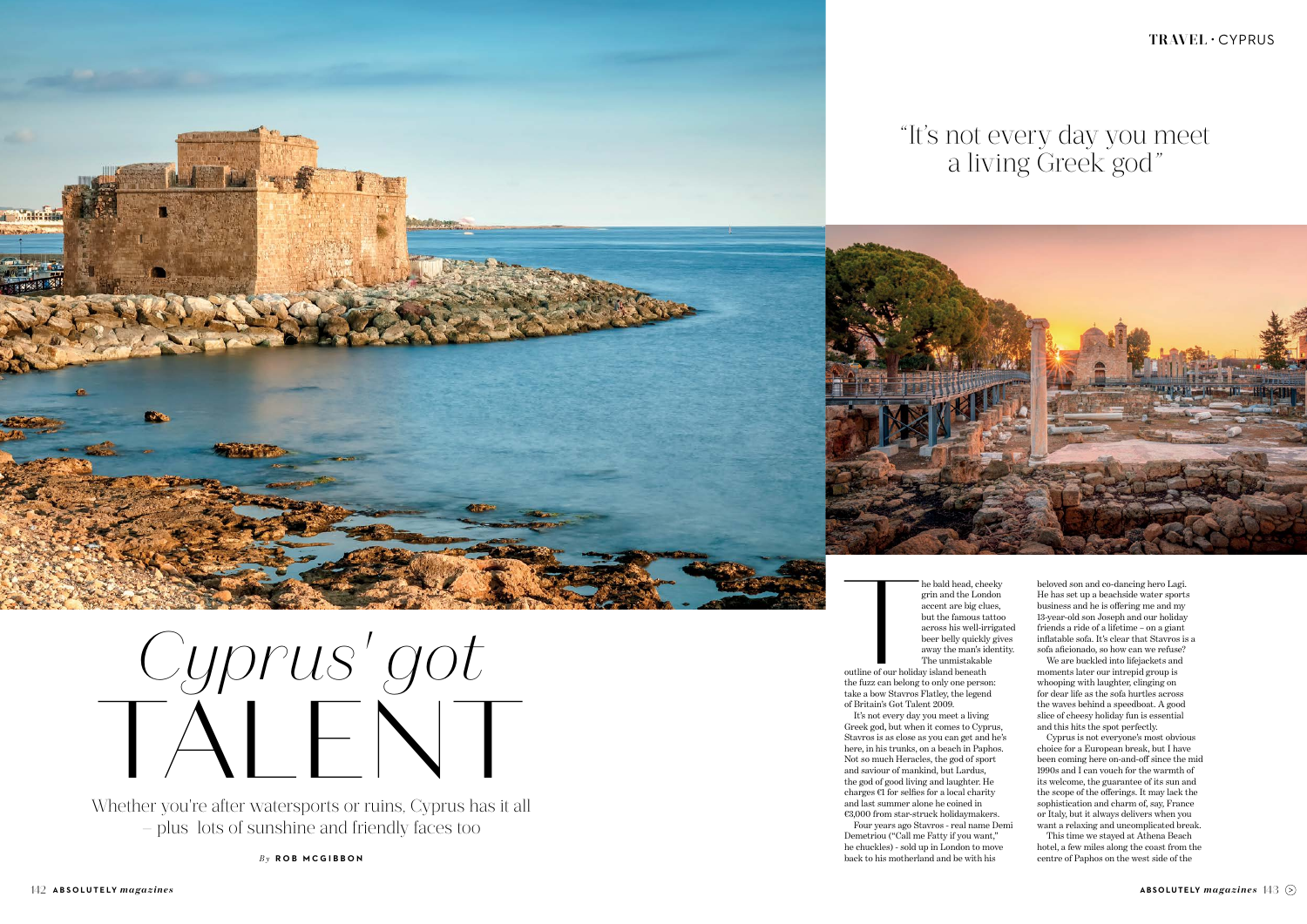# Cyprus' got TALENT

Whether you're after watersports or ruins, Cyprus has it all – plus lots of sunshine and friendly faces too

*By* **ROB MCGIBBON**

"It's not every day you meet a living Greek god"

The bald head, cheeky grin and the London accent are big clues, but the famous tattoo across his well-irrigated beer belly quickly gives away the man's identity. The unmistakable outline of our holiday island beneath the fuzz can belong to only one person: take a bow Stavros Flatley, the legend of Britain's Got Talent 2009.

It's not every day you meet a living Greek god, but when it comes to Cyprus, Stavros is as close as you can get and he's here, in his trunks, on a beach in Paphos. Not so much Heracles, the god of sport and saviour of mankind, but Lardus, the god of good living and laughter. He charges €1 for selfies for a local charity and last summer alone he coined in €3,000 from star-struck holidaymakers.

Four years ago Stavros - real name Demi Demetriou ("Call me Fatty if you want," he chuckles) - sold up in London to move back to his motherland and be with his beloved son and co-dancing hero Lagi. He has set up a beachside water sports business and he is offering me and my 13-year-old son Joseph and our holiday friends a ride of a lifetime – on a giant inflatable sofa. It's clear that Stavros is a sofa aficionado, so how can we refuse?

We are buckled into lifejackets and moments later our intrepid group is whooping with laughter, clinging on for dear life as the sofa hurtles across the waves behind a speedboat. A good slice of cheesy holiday fun is essential and this hits the spot perfectly.

Cyprus is not everyone's most obvious choice for a European break, but I have been coming here on-and-off since the mid 1990s and I can vouch for the warmth of its welcome, the guarantee of its sun and the scope of the offerings. It may lack the sophistication and charm of, say, France or Italy, but it always delivers when you want a relaxing and uncomplicated break.

This time we stayed at Athena Beach hotel, a few miles along the coast from the centre of Paphos on the west side of the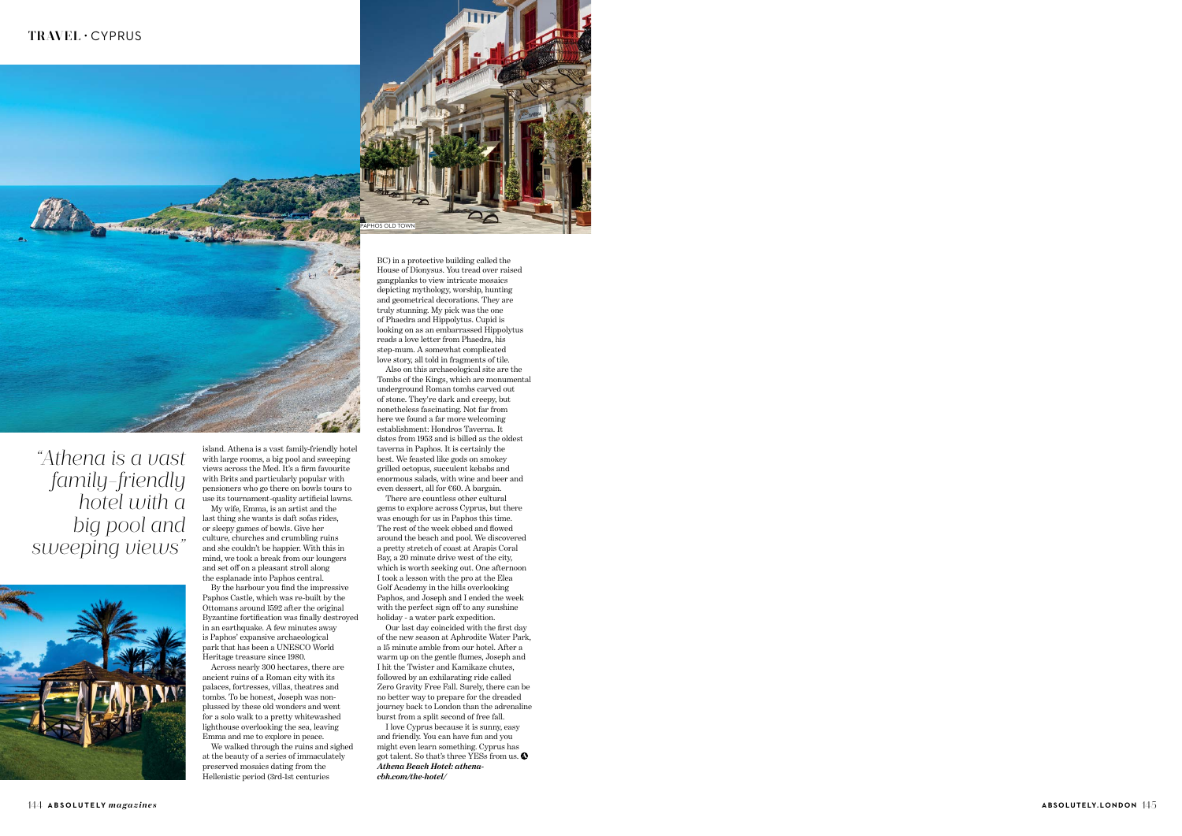> "Athena is a vast family-friendly hotel with a big pool and sweeping views"

island. Athena is a vast family-friendly hotel with large rooms, a big pool and sweeping views across the Med. It's a firm favourite with Brits and particularly popular with pensioners who go there on bowls tours to use its tournament-quality artificial lawns.

My wife, Emma, is an artist and the last thing she wants is daft sofas rides, or sleepy games of bowls. Give her culture, churches and crumbling ruins and she couldn't be happier. With this in mind, we took a break from our loungers and set off on a pleasant stroll along the esplanade into Paphos central.

By the harbour you find the impressive Paphos Castle, which was re-built by the Ottomans around 1592 after the original Byzantine fortification was finally destroyed in an earthquake. A few minutes away is Paphos' expansive archaeological park that has been a UNESCO World Heritage treasure since 1980.

Across nearly 300 hectares, there are ancient ruins of a Roman city with its palaces, fortresses, villas, theatres and tombs. To be honest, Joseph was non-plussed by these old wonders and went for a solo walk to a pretty whitewashed lighthouse overlooking the sea, leaving Emma and me to explore in peace.

We walked through the ruins and sighed at the beauty of a series of immaculately preserved mosaics dating from the Hellenistic period (3rd-1st centuries BC) in a protective building called the House of Dionysus. You tread over raised gangplanks to view intricate mosaics depicting mythology, worship, hunting and geometrical decorations. They are truly stunning. My pick was the one of Phaedra and Hippolytus. Cupid is looking on as an embarrassed Hippolytus reads a love letter from Phaedra, his step-mum. A somewhat complicated love story, all told in fragments of tile.

Also on this archaeological site are the Tombs of the Kings, which are monumental underground Roman tombs carved out of stone. They're dark and creepy, but nonetheless fascinating. Not far from here we found a far more welcoming establishment: Hondros Taverna. It dates from 1953 and is billed as the oldest taverna in Paphos. It is certainly the best. We feasted like gods on smokey grilled octopus, succulent kebabs and enormous salads, with wine and beer and even dessert, all for €60. A bargain.

There are countless other cultural gems to explore across Cyprus, but there was enough for us in Paphos this time. The rest of the week ebbed and flowed around the beach and pool. We discovered a pretty stretch of coast at Arapis Coral Bay, a 20 minute drive west of the city, which is worth seeking out. One afternoon I took a lesson with the pro at the Elea Golf Academy in the hills overlooking Paphos, and Joseph and I ended the week with the perfect sign off to any sunshine holiday - a water park expedition.

Our last day coincided with the first day of the new season at Aphrodite Water Park, a 15 minute amble from our hotel. After a warm up on the gentle flumes, Joseph and I hit the Twister and Kamikaze chutes, followed by an exhilarating ride called Zero Gravity Free Fall. Surely, there can be no better way to prepare for the dreaded journey back to London than the adrenaline burst from a split second of free fall.

I love Cyprus because it is sunny, easy and friendly. You can have fun and you might even learn something. Cyprus has got talent. So that's three YESs from us.

***Athena Beach Hotel: athena-cbh.com/the-hotel/***

PAPHOS OLD TOWN